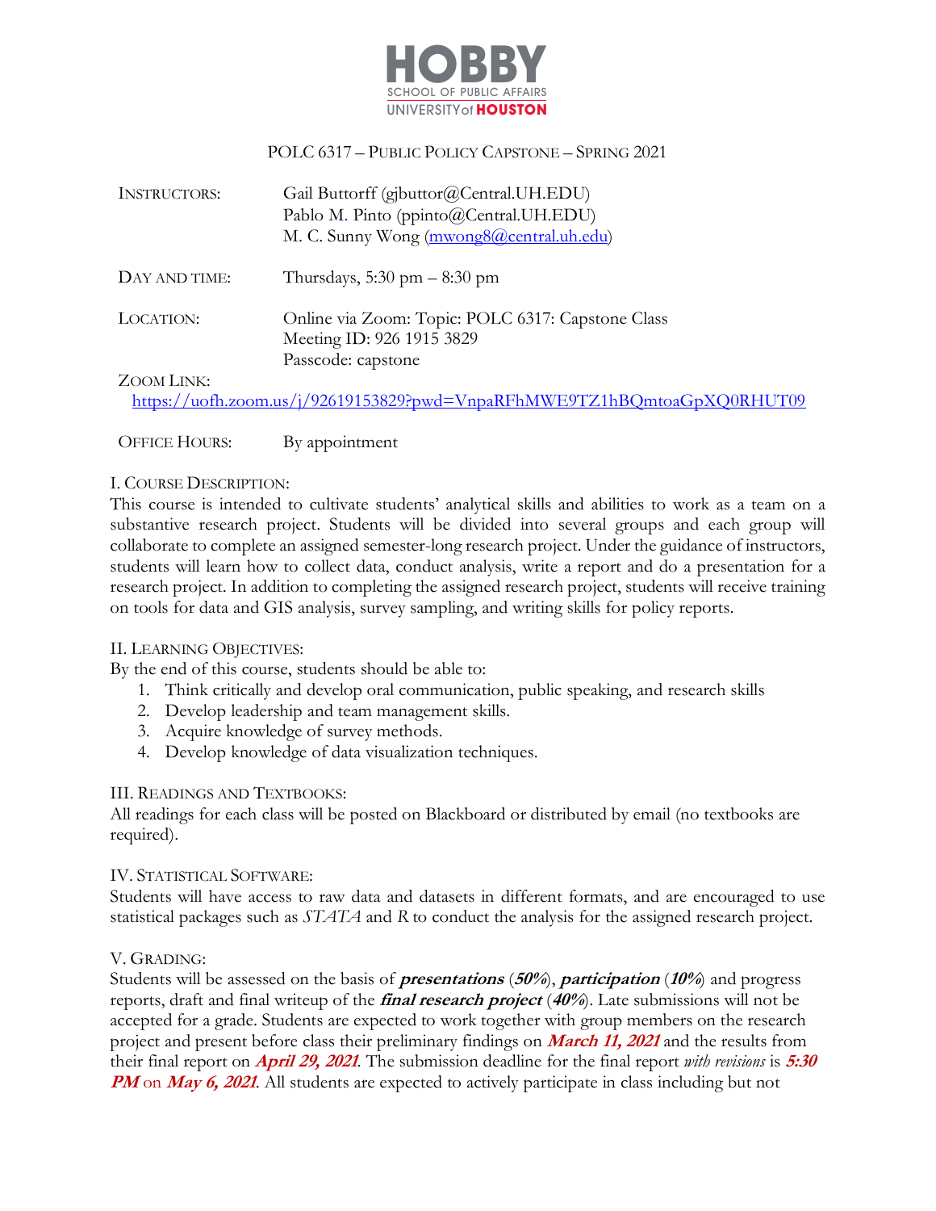HOBBY
SCHOOL OF PUBLIC AFFAIRS
UNIVERSITY of HOUSTON

# POLC 6317 – PUBLIC POLICY CAPSTONE – SPRING 2021

INSTRUCTORS: Gail Buttorff (gjbuttor@Central.UH.EDU)
Pablo M. Pinto (ppinto@Central.UH.EDU)
M. C. Sunny Wong (mwong8@central.uh.edu)

DAY AND TIME: Thursdays, 5:30 pm – 8:30 pm

LOCATION: Online via Zoom: Topic: POLC 6317: Capstone Class
Meeting ID: 926 1915 3829
Passcode: capstone

ZOOM LINK:
https://uofh.zoom.us/j/92619153829?pwd=VnpaRFhMWE9TZ1hBQmtoaGpXQ0RHUT09

OFFICE HOURS: By appointment

## I. COURSE DESCRIPTION:

This course is intended to cultivate students' analytical skills and abilities to work as a team on a substantive research project. Students will be divided into several groups and each group will collaborate to complete an assigned semester-long research project. Under the guidance of instructors, students will learn how to collect data, conduct analysis, write a report and do a presentation for a research project. In addition to completing the assigned research project, students will receive training on tools for data and GIS analysis, survey sampling, and writing skills for policy reports.

## II. LEARNING OBJECTIVES:

By the end of this course, students should be able to:

1. Think critically and develop oral communication, public speaking, and research skills
2. Develop leadership and team management skills.
3. Acquire knowledge of survey methods.
4. Develop knowledge of data visualization techniques.

## III. READINGS AND TEXTBOOKS:

All readings for each class will be posted on Blackboard or distributed by email (no textbooks are required).

## IV. STATISTICAL SOFTWARE:

Students will have access to raw data and datasets in different formats, and are encouraged to use statistical packages such as *STATA* and *R* to conduct the analysis for the assigned research project.

## V. GRADING:

Students will be assessed on the basis of ***presentations*** (***50%***), ***participation*** (***10%***) and progress reports, draft and final writeup of the ***final research project*** (***40%***). Late submissions will not be accepted for a grade. Students are expected to work together with group members on the research project and present before class their preliminary findings on ***March 11, 2021*** and the results from their final report on ***April 29, 2021***. The submission deadline for the final report *with revisions* is ***5:30 PM*** on ***May 6, 2021***. All students are expected to actively participate in class including but not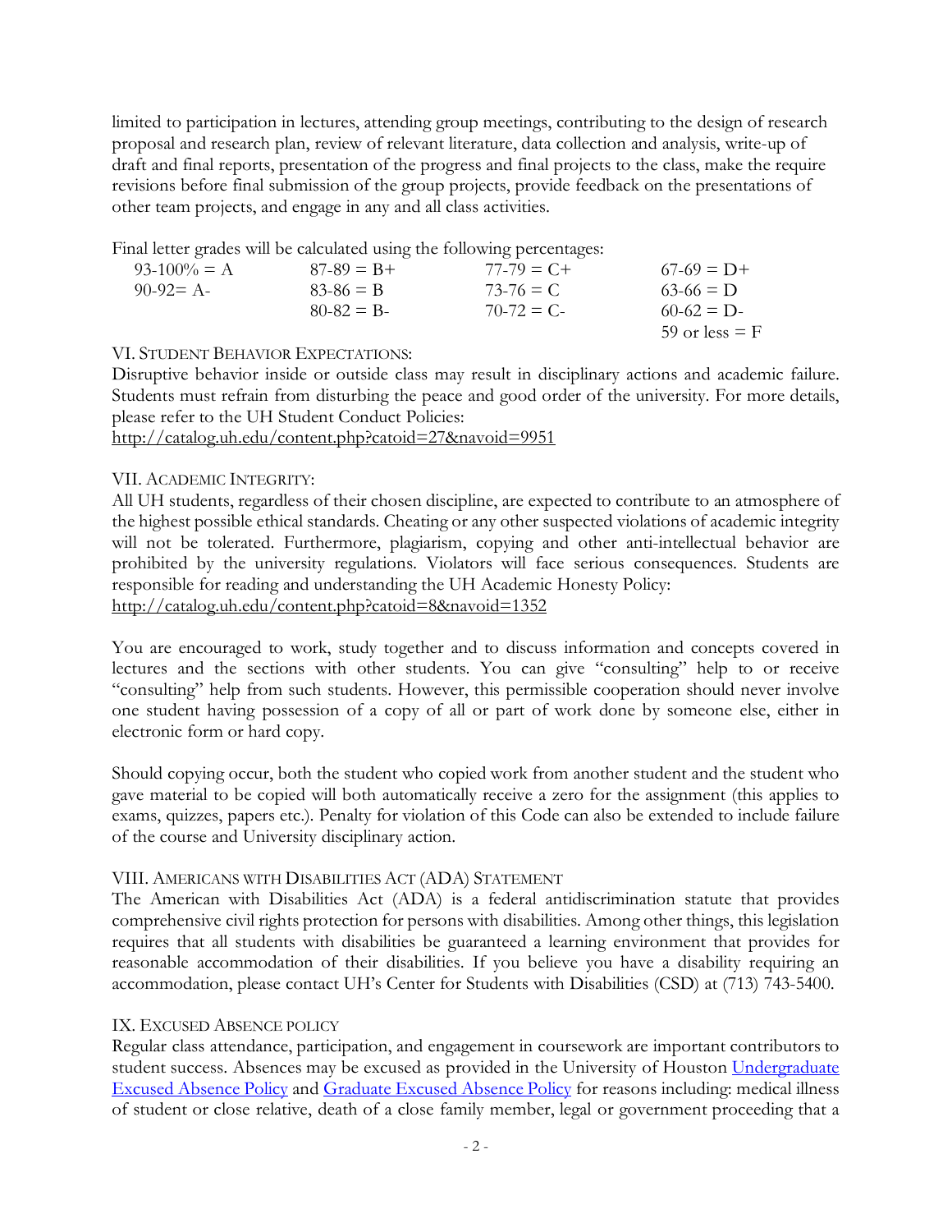limited to participation in lectures, attending group meetings, contributing to the design of research proposal and research plan, review of relevant literature, data collection and analysis, write-up of draft and final reports, presentation of the progress and final projects to the class, make the require revisions before final submission of the group projects, provide feedback on the presentations of other team projects, and engage in any and all class activities.

Final letter grades will be calculated using the following percentages:

| | | | |
|---|---|---|---|
| 93-100% = A | 87-89 = B+ | 77-79 = C+ | 67-69 = D+ |
| 90-92= A- | 83-86 = B | 73-76 = C | 63-66 = D |
| | 80-82 = B- | 70-72 = C- | 60-62 = D- |
| | | | 59 or less = F |

## VI. Student Behavior Expectations:

Disruptive behavior inside or outside class may result in disciplinary actions and academic failure. Students must refrain from disturbing the peace and good order of the university. For more details, please refer to the UH Student Conduct Policies:
http://catalog.uh.edu/content.php?catoid=27&navoid=9951

## VII. Academic Integrity:

All UH students, regardless of their chosen discipline, are expected to contribute to an atmosphere of the highest possible ethical standards. Cheating or any other suspected violations of academic integrity will not be tolerated. Furthermore, plagiarism, copying and other anti-intellectual behavior are prohibited by the university regulations. Violators will face serious consequences. Students are responsible for reading and understanding the UH Academic Honesty Policy:
http://catalog.uh.edu/content.php?catoid=8&navoid=1352

You are encouraged to work, study together and to discuss information and concepts covered in lectures and the sections with other students. You can give "consulting" help to or receive "consulting" help from such students. However, this permissible cooperation should never involve one student having possession of a copy of all or part of work done by someone else, either in electronic form or hard copy.

Should copying occur, both the student who copied work from another student and the student who gave material to be copied will both automatically receive a zero for the assignment (this applies to exams, quizzes, papers etc.). Penalty for violation of this Code can also be extended to include failure of the course and University disciplinary action.

## VIII. Americans with Disabilities Act (ADA) Statement

The American with Disabilities Act (ADA) is a federal antidiscrimination statute that provides comprehensive civil rights protection for persons with disabilities. Among other things, this legislation requires that all students with disabilities be guaranteed a learning environment that provides for reasonable accommodation of their disabilities. If you believe you have a disability requiring an accommodation, please contact UH's Center for Students with Disabilities (CSD) at (713) 743-5400.

## IX. Excused Absence policy

Regular class attendance, participation, and engagement in coursework are important contributors to student success. Absences may be excused as provided in the University of Houston Undergraduate Excused Absence Policy and Graduate Excused Absence Policy for reasons including: medical illness of student or close relative, death of a close family member, legal or government proceeding that a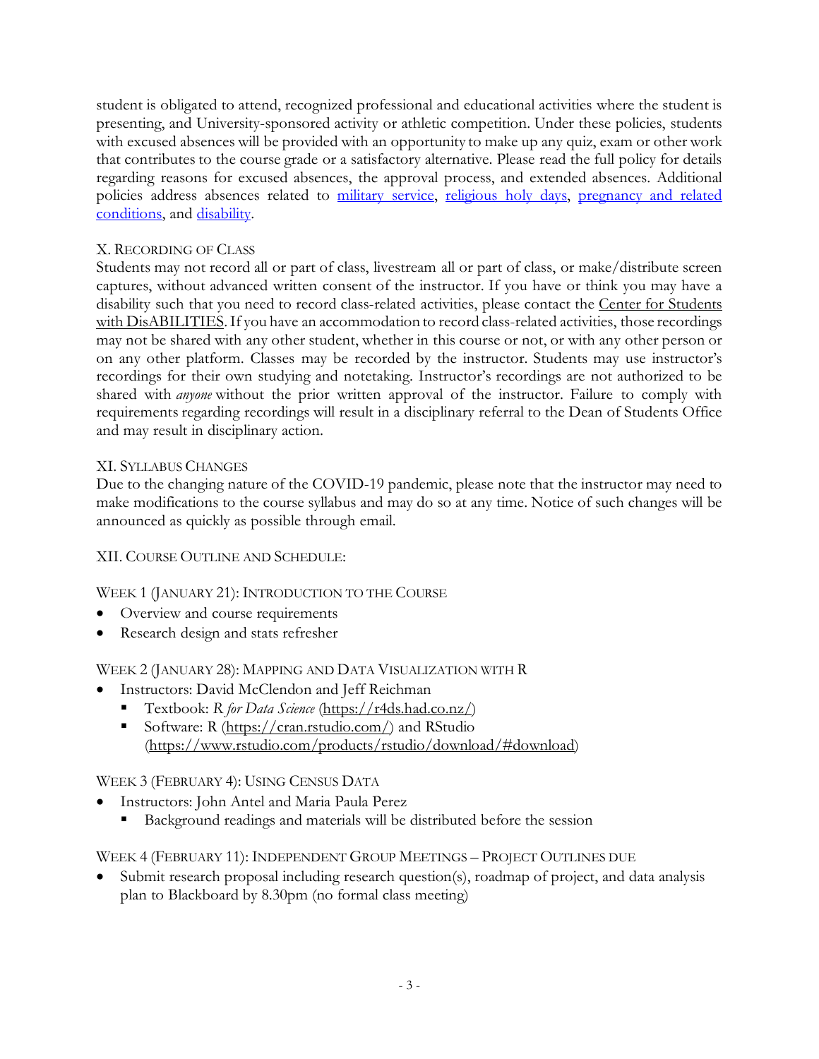student is obligated to attend, recognized professional and educational activities where the student is presenting, and University-sponsored activity or athletic competition. Under these policies, students with excused absences will be provided with an opportunity to make up any quiz, exam or other work that contributes to the course grade or a satisfactory alternative. Please read the full policy for details regarding reasons for excused absences, the approval process, and extended absences. Additional policies address absences related to [military service](), [religious holy days](), [pregnancy and related conditions](), and [disability]().

## X. Recording of Class

Students may not record all or part of class, livestream all or part of class, or make/distribute screen captures, without advanced written consent of the instructor. If you have or think you may have a disability such that you need to record class-related activities, please contact the Center for Students with DisABILITIES. If you have an accommodation to record class-related activities, those recordings may not be shared with any other student, whether in this course or not, or with any other person or on any other platform. Classes may be recorded by the instructor. Students may use instructor's recordings for their own studying and notetaking. Instructor's recordings are not authorized to be shared with *anyone* without the prior written approval of the instructor. Failure to comply with requirements regarding recordings will result in a disciplinary referral to the Dean of Students Office and may result in disciplinary action.

## XI. Syllabus Changes

Due to the changing nature of the COVID-19 pandemic, please note that the instructor may need to make modifications to the course syllabus and may do so at any time. Notice of such changes will be announced as quickly as possible through email.

## XII. Course Outline and Schedule:

### Week 1 (January 21): Introduction to the Course

- Overview and course requirements
- Research design and stats refresher

### Week 2 (January 28): Mapping and Data Visualization with R

- Instructors: David McClendon and Jeff Reichman
  - Textbook: *R for Data Science* (https://r4ds.had.co.nz/)
  - Software: R (https://cran.rstudio.com/) and RStudio (https://www.rstudio.com/products/rstudio/download/#download)

### Week 3 (February 4): Using Census Data

- Instructors: John Antel and Maria Paula Perez
  - Background readings and materials will be distributed before the session

### Week 4 (February 11): Independent Group Meetings – Project Outlines due

- Submit research proposal including research question(s), roadmap of project, and data analysis plan to Blackboard by 8.30pm (no formal class meeting)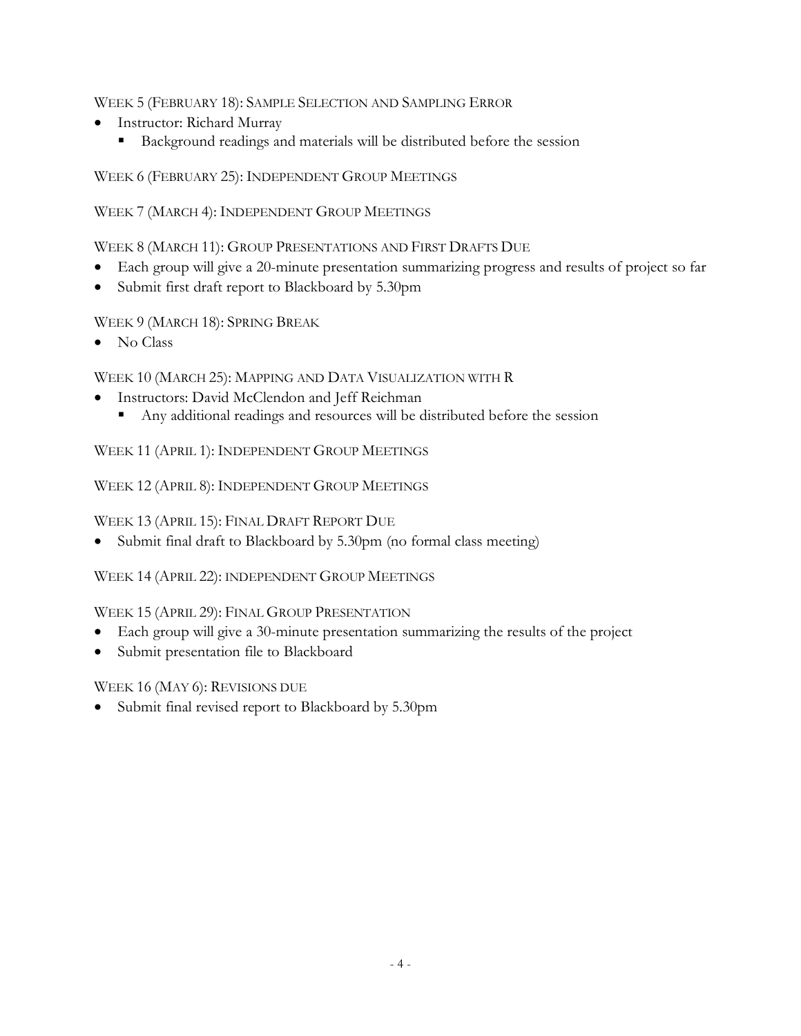WEEK 5 (FEBRUARY 18): SAMPLE SELECTION AND SAMPLING ERROR

- Instructor: Richard Murray
  - Background readings and materials will be distributed before the session

WEEK 6 (FEBRUARY 25): INDEPENDENT GROUP MEETINGS

WEEK 7 (MARCH 4): INDEPENDENT GROUP MEETINGS

WEEK 8 (MARCH 11): GROUP PRESENTATIONS AND FIRST DRAFTS DUE

- Each group will give a 20-minute presentation summarizing progress and results of project so far
- Submit first draft report to Blackboard by 5.30pm

WEEK 9 (MARCH 18): SPRING BREAK

- No Class

WEEK 10 (MARCH 25): MAPPING AND DATA VISUALIZATION WITH R

- Instructors: David McClendon and Jeff Reichman
  - Any additional readings and resources will be distributed before the session

WEEK 11 (APRIL 1): INDEPENDENT GROUP MEETINGS

WEEK 12 (APRIL 8): INDEPENDENT GROUP MEETINGS

WEEK 13 (APRIL 15): FINAL DRAFT REPORT DUE

- Submit final draft to Blackboard by 5.30pm (no formal class meeting)

WEEK 14 (APRIL 22): INDEPENDENT GROUP MEETINGS

WEEK 15 (APRIL 29): FINAL GROUP PRESENTATION

- Each group will give a 30-minute presentation summarizing the results of the project
- Submit presentation file to Blackboard

WEEK 16 (MAY 6): REVISIONS DUE

- Submit final revised report to Blackboard by 5.30pm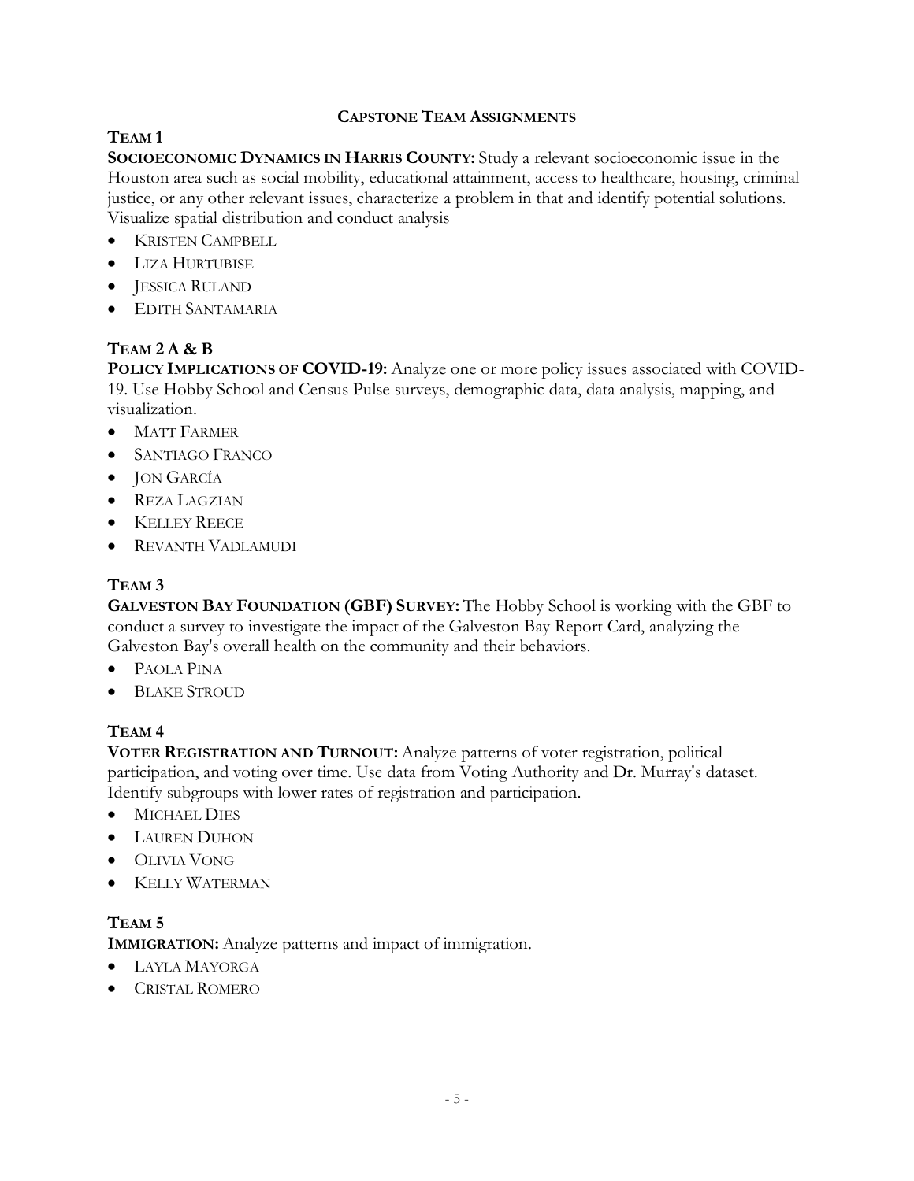## Capstone Team Assignments

### Team 1

**Socioeconomic Dynamics in Harris County:** Study a relevant socioeconomic issue in the Houston area such as social mobility, educational attainment, access to healthcare, housing, criminal justice, or any other relevant issues, characterize a problem in that and identify potential solutions. Visualize spatial distribution and conduct analysis

- Kristen Campbell
- Liza Hurtubise
- Jessica Ruland
- Edith Santamaria

### Team 2 A & B

**Policy Implications of COVID-19:** Analyze one or more policy issues associated with COVID-19. Use Hobby School and Census Pulse surveys, demographic data, data analysis, mapping, and visualization.

- Matt Farmer
- Santiago Franco
- Jon García
- Reza Lagzian
- Kelley Reece
- Revanth Vadlamudi

### Team 3

**Galveston Bay Foundation (GBF) Survey:** The Hobby School is working with the GBF to conduct a survey to investigate the impact of the Galveston Bay Report Card, analyzing the Galveston Bay's overall health on the community and their behaviors.

- Paola Pina
- Blake Stroud

### Team 4

**Voter Registration and Turnout:** Analyze patterns of voter registration, political participation, and voting over time. Use data from Voting Authority and Dr. Murray's dataset. Identify subgroups with lower rates of registration and participation.

- Michael Dies
- Lauren Duhon
- Olivia Vong
- Kelly Waterman

### Team 5

**Immigration:** Analyze patterns and impact of immigration.

- Layla Mayorga
- Cristal Romero